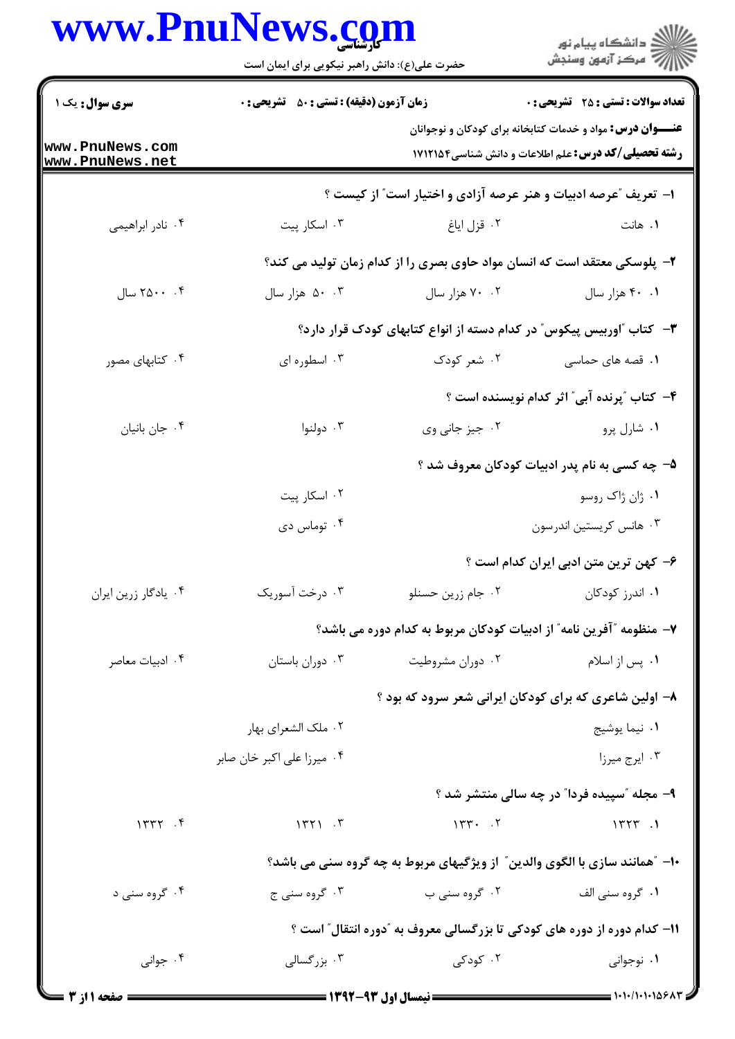**سری سوال:** یک ۱ | **زمان آزمون (دقیقه) : تستی : ۵۰ تشریحی : ۰** | **تعداد سوالات : تستی : ۲۵ تشریحی : ۰**

**عنـــوان درس:** مواد و خدمات کتابخانه برای کودکان و نوجوانان

**رشته تحصیلی/کد درس:** علم اطلاعات و دانش شناسی۱۷۱۲۱۵۴

۱- تعریف "عرصه ادبیات و هنر عرصه آزادی و اختیار است" از کیست ؟

۱. هانت ۲. قزل ایاغ ۳. اسکار پیت ۴. نادر ابراهیمی

۲- پلوسکی معتقد است که انسان مواد حاوی بصری را از کدام زمان تولید می کند؟

۱. ۴۰ هزار سال ۲. ۷۰ هزار سال ۳. ۵۰ هزار سال ۴. ۲۵۰۰ سال

۳- کتاب "اوربیس پیکوس" در کدام دسته از انواع کتابهای کودک قرار دارد؟

۱. قصه های حماسی ۲. شعر کودک ۳. اسطوره ای ۴. کتابهای مصور

۴- کتاب "پرنده آبی" اثر کدام نویسنده است ؟

۱. شارل پرو ۲. جیز جانی وی ۳. دولنوا ۴. جان بانیان

۵- چه کسی به نام پدر ادبیات کودکان معروف شد ؟

۱. ژان ژاک روسو ۲. اسکار پیت ۳. هانس کریستین اندرسون ۴. توماس دی

۶- کهن ترین متن ادبی ایران کدام است ؟

۱. اندرز کودکان ۲. جام زرین حسنلو ۳. درخت آسوریک ۴. یادگار زرین ایران

۷- منظومه "آفرین نامه" از ادبیات کودکان مربوط به کدام دوره می باشد؟

۱. پس از اسلام ۲. دوران مشروطیت ۳. دوران باستان ۴. ادبیات معاصر

۸- اولین شاعری که برای کودکان ایرانی شعر سرود که بود ؟

۱. نیما یوشیج ۲. ملک الشعرای بهار ۳. ایرج میرزا ۴. میرزا علی اکبر خان صابر

۹- مجله "سپیده فردا" در چه سالی منتشر شد ؟

۱. ۱۳۲۳ ۲. ۱۳۳۰ ۳. ۱۳۲۱ ۴. ۱۳۳۲

۱۰- "همانند سازی با الگوی والدین" از ویژگیهای مربوط به چه گروه سنی می باشد؟

۱. گروه سنی الف ۲. گروه سنی ب ۳. گروه سنی ج ۴. گروه سنی د

۱۱- کدام دوره از دوره های کودکی تا بزرگسالی معروف به "دوره انتقال" است ؟

۱. نوجوانی ۲. کودکی ۳. بزرگسالی ۴. جوانی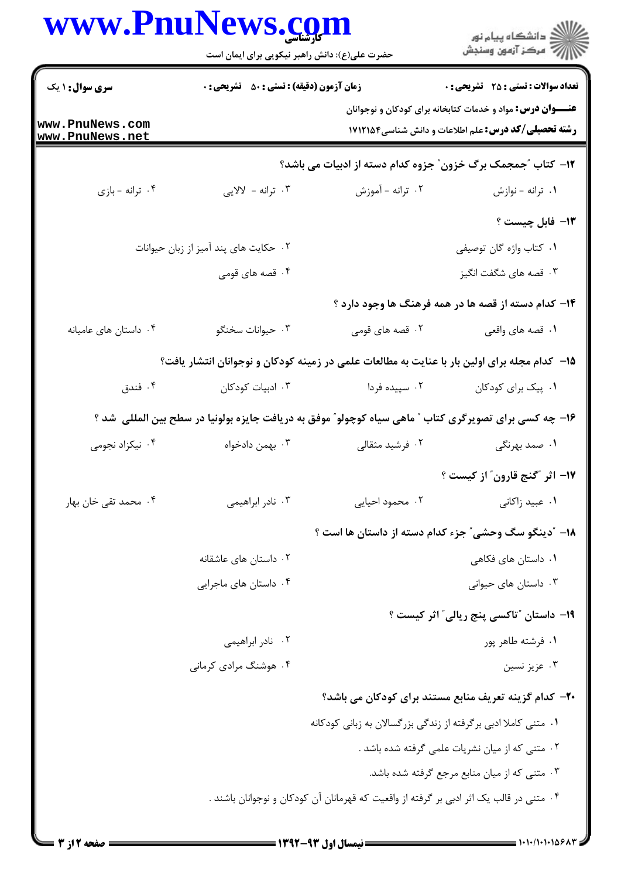**سری سوال:** ۱ یک

**زمان آزمون (دقیقه) : تستی : ۵۰ تشریحی : ۰**

**تعداد سوالات : تستی : ۲۵ تشریحی : ۰**

**عنـــوان درس:** مواد و خدمات کتابخانه برای کودکان و نوجوانان

**رشته تحصیلی/کد درس:** علم اطلاعات و دانش شناسی۱۷۱۲۱۵۴

**۱۲- کتاب "جمجمک برگ خزون" جزوه کدام دسته از ادبیات می باشد؟**

۱. ترانه - نوازش

۲. ترانه - آموزش

۳. ترانه - لالایی

۴. ترانه - بازی

**۱۳- فابل چیست ؟**

۱. کتاب واژه گان توصیفی

۲. حکایت های پند آمیز از زبان حیوانات

۳. قصه های شگفت انگیز

۴. قصه های قومی

**۱۴- کدام دسته از قصه ها در همه فرهنگ ها وجود دارد ؟**

۱. قصه های واقعی

۲. قصه های قومی

۳. حیوانات سخنگو

۴. داستان های عامیانه

**۱۵- کدام مجله برای اولین بار با عنایت به مطالعات علمی در زمینه کودکان و نوجوانان انتشار یافت؟**

۱. پیک برای کودکان

۲. سپیده فردا

۳. ادبیات کودکان

۴. فندق

**۱۶- چه کسی برای تصویرگری کتاب " ماهی سیاه کوچولو" موفق به دریافت جایزه بولونیا در سطح بین المللی شد ؟**

۱. صمد بهرنگی

۲. فرشید مثقالی

۳. بهمن دادخواه

۴. نیکزاد نجومی

**۱۷- اثر "گنج قارون" از کیست ؟**

۱. عبید زاکانی

۲. محمود احیایی

۳. نادر ابراهیمی

۴. محمد تقی خان بهار

**۱۸- "دینگو سگ وحشی" جزء کدام دسته از داستان ها است ؟**

۱. داستان های فکاهی

۲. داستان های عاشقانه

۳. داستان های حیوانی

۴. داستان های ماجرایی

**۱۹- داستان "تاکسی پنج ریالی" اثر کیست ؟**

۱. فرشته طاهر پور

۲. نادر ابراهیمی

۳. عزیز نسین

۴. هوشنگ مرادی کرمانی

**۲۰- کدام گزینه تعریف منابع مستند برای کودکان می باشد؟**

۱. متنی کاملا ادبی برگرفته از زندگی بزرگسالان به زبانی کودکانه

۲. متنی که از میان نشریات علمی گرفته شده باشد .

۳. متنی که از میان منابع مرجع گرفته شده باشد.

۴. متنی در قالب یک اثر ادبی بر گرفته از واقعیت که قهرمانان آن کودکان و نوجوانان باشند .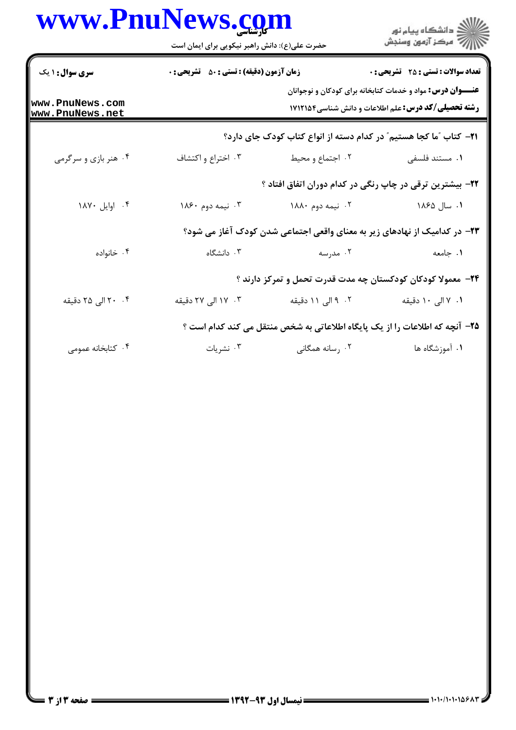**۲۱- کتاب "ما کجا هستیم" در کدام دسته از انواع کتاب کودک جای دارد؟**

۱. مستند فلسفی
۲. اجتماع و محیط
۳. اختراع و اکتشاف
۴. هنر بازی و سرگرمی

**۲۲- بیشترین ترقی در چاپ رنگی در کدام دوران اتفاق افتاد ؟**

۱. سال ۱۸۶۵
۲. نیمه دوم ۱۸۸۰
۳. نیمه دوم ۱۸۶۰
۴. اوایل ۱۸۷۰

**۲۳- در کدامیک از نهادهای زیر به معنای واقعی اجتماعی شدن کودک آغاز می شود؟**

۱. جامعه
۲. مدرسه
۳. دانشگاه
۴. خانواده

**۲۴- معمولا کودکان کودکستان چه مدت قدرت تحمل و تمرکز دارند ؟**

۱. ۷ الی ۱۰ دقیقه
۲. ۹ الی ۱۱ دقیقه
۳. ۱۷ الی ۲۷ دقیقه
۴. ۲۰ الی ۲۵ دقیقه

**۲۵- آنچه که اطلاعات را از یک پایگاه اطلاعاتی به شخص منتقل می کند کدام است ؟**

۱. آموزشگاه ها
۲. رسانه همگانی
۳. نشریات
۴. کتابخانه عمومی